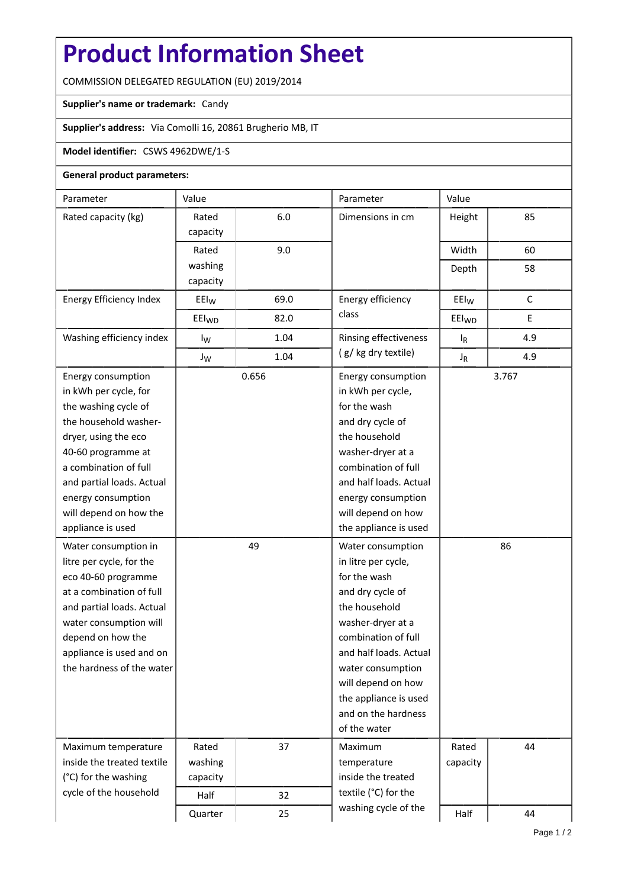# Product Information Sheet

COMMISSION DELEGATED REGULATION (EU) 2019/2014

**Supplier's name or trademark:** Candy

**Supplier's address:** Via Comolli 16, 20861 Brugherio MB, IT

**Model identifier:** CSWS 4962DWE/1-S

**General product parameters:**

| Parameter | Value | | Parameter | Value | |
|---|---|---|---|---|---|
| Rated capacity (kg) | Rated capacity | 6.0 | Dimensions in cm | Height | 85 |
| | Rated washing capacity | 9.0 | | Width | 60 |
| | | | | Depth | 58 |
| Energy Efficiency Index | $EEI_W$ | 69.0 | Energy efficiency class | $EEI_W$ | C |
| | $EEI_{WD}$ | 82.0 | | $EEI_{WD}$ | E |
| Washing efficiency index | $I_W$ | 1.04 | Rinsing effectiveness ( g/ kg dry textile) | $I_R$ | 4.9 |
| | $J_W$ | 1.04 | | $J_R$ | 4.9 |
| Energy consumption in kWh per cycle, for the washing cycle of the household washer-dryer, using the eco 40-60 programme at a combination of full and partial loads. Actual energy consumption will depend on how the appliance is used | 0.656 | | Energy consumption in kWh per cycle, for the wash and dry cycle of the household washer-dryer at a combination of full and half loads. Actual energy consumption will depend on how the appliance is used | 3.767 | |
| Water consumption in litre per cycle, for the eco 40-60 programme at a combination of full and partial loads. Actual water consumption will depend on how the appliance is used and on the hardness of the water | 49 | | Water consumption in litre per cycle, for the wash and dry cycle of the household washer-dryer at a combination of full and half loads. Actual water consumption will depend on how the appliance is used and on the hardness of the water | 86 | |
| Maximum temperature inside the treated textile (°C) for the washing cycle of the household | Rated washing capacity | 37 | Maximum temperature inside the treated textile (°C) for the washing cycle of the | Rated capacity | 44 |
| | Half | 32 | | | |
| | Quarter | 25 | | Half | 44 |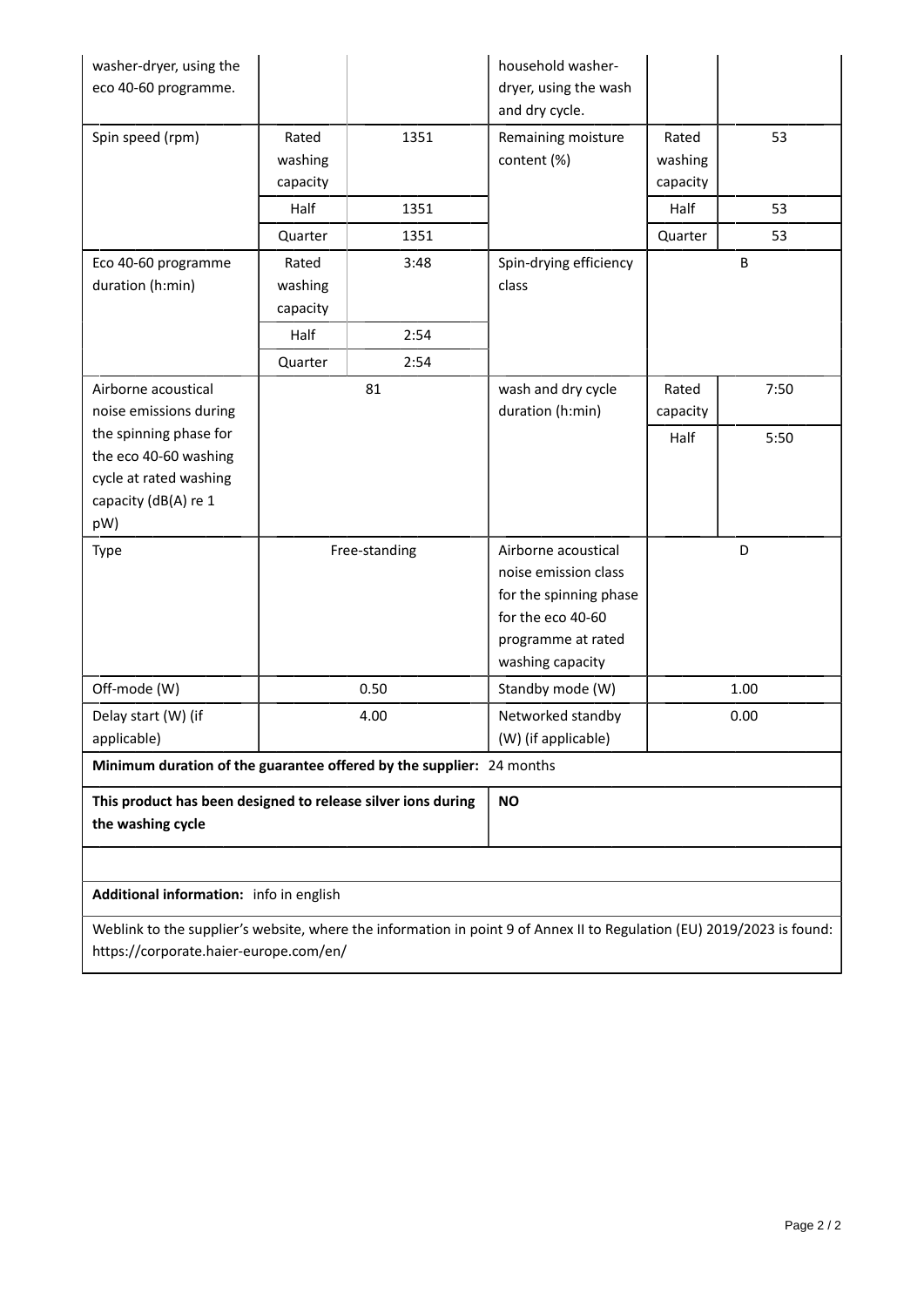| | | | | | |
|---|---|---|---|---|---|
| washer-dryer, using the eco 40-60 programme. | | | household washer-dryer, using the wash and dry cycle. | | |
| Spin speed (rpm) | Rated washing capacity | 1351 | Remaining moisture content (%) | Rated washing capacity | 53 |
| | Half | 1351 | | Half | 53 |
| | Quarter | 1351 | | Quarter | 53 |
| Eco 40-60 programme duration (h:min) | Rated washing capacity | 3:48 | Spin-drying efficiency class | B | |
| | Half | 2:54 | | | |
| | Quarter | 2:54 | | | |
| Airborne acoustical noise emissions during the spinning phase for the eco 40-60 washing cycle at rated washing capacity (dB(A) re 1 pW) | 81 | | wash and dry cycle duration (h:min) | Rated capacity | 7:50 |
| | | | | Half | 5:50 |
| Type | Free-standing | | Airborne acoustical noise emission class for the spinning phase for the eco 40-60 programme at rated washing capacity | D | |
| Off-mode (W) | 0.50 | | Standby mode (W) | 1.00 | |
| Delay start (W) (if applicable) | 4.00 | | Networked standby (W) (if applicable) | 0.00 | |

**Minimum duration of the guarantee offered by the supplier:** 24 months

| | |
|---|---|
| **This product has been designed to release silver ions during the washing cycle** | **NO** |

**Additional information:** info in english

Weblink to the supplier's website, where the information in point 9 of Annex II to Regulation (EU) 2019/2023 is found: https://corporate.haier-europe.com/en/